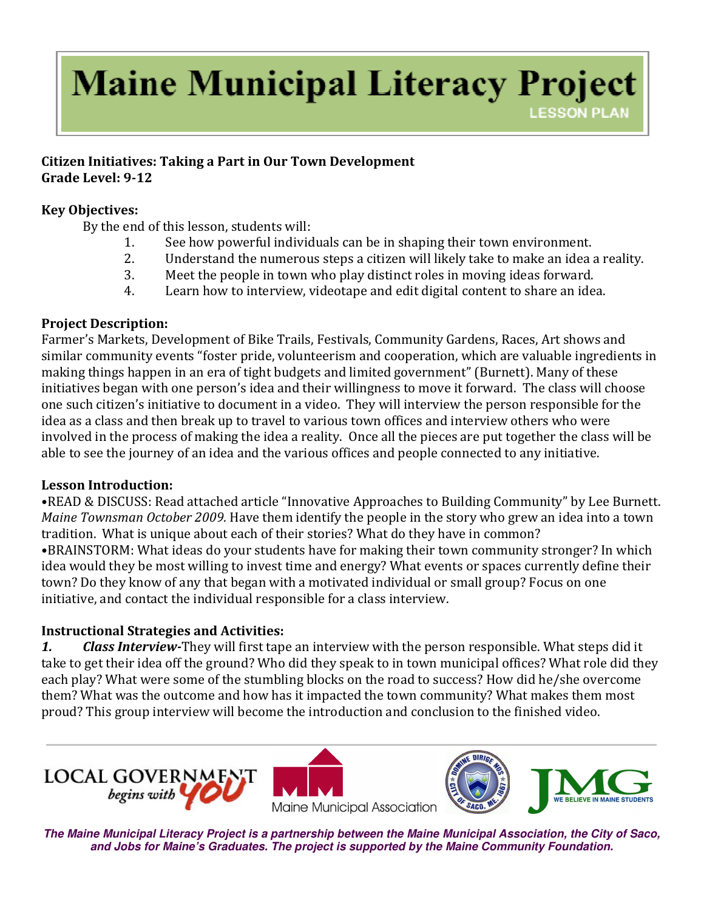# Maine Municipal Literacy Project

LESSON PLAN

**Citizen Initiatives: Taking a Part in Our Town Development**
**Grade Level: 9-12**

**Key Objectives:**

By the end of this lesson, students will:

1. See how powerful individuals can be in shaping their town environment.
2. Understand the numerous steps a citizen will likely take to make an idea a reality.
3. Meet the people in town who play distinct roles in moving ideas forward.
4. Learn how to interview, videotape and edit digital content to share an idea.

**Project Description:**

Farmer's Markets, Development of Bike Trails, Festivals, Community Gardens, Races, Art shows and similar community events "foster pride, volunteerism and cooperation, which are valuable ingredients in making things happen in an era of tight budgets and limited government" (Burnett). Many of these initiatives began with one person's idea and their willingness to move it forward. The class will choose one such citizen's initiative to document in a video. They will interview the person responsible for the idea as a class and then break up to travel to various town offices and interview others who were involved in the process of making the idea a reality. Once all the pieces are put together the class will be able to see the journey of an idea and the various offices and people connected to any initiative.

**Lesson Introduction:**

•READ & DISCUSS: Read attached article "Innovative Approaches to Building Community" by Lee Burnett. *Maine Townsman October 2009.* Have them identify the people in the story who grew an idea into a town tradition. What is unique about each of their stories? What do they have in common?

•BRAINSTORM: What ideas do your students have for making their town community stronger? In which idea would they be most willing to invest time and energy? What events or spaces currently define their town? Do they know of any that began with a motivated individual or small group? Focus on one initiative, and contact the individual responsible for a class interview.

**Instructional Strategies and Activities:**

***1. Class Interview-*** They will first tape an interview with the person responsible. What steps did it take to get their idea off the ground? Who did they speak to in town municipal offices? What role did they each play? What were some of the stumbling blocks on the road to success? How did he/she overcome them? What was the outcome and how has it impacted the town community? What makes them most proud? This group interview will become the introduction and conclusion to the finished video.

***The Maine Municipal Literacy Project is a partnership between the Maine Municipal Association, the City of Saco, and Jobs for Maine's Graduates. The project is supported by the Maine Community Foundation.***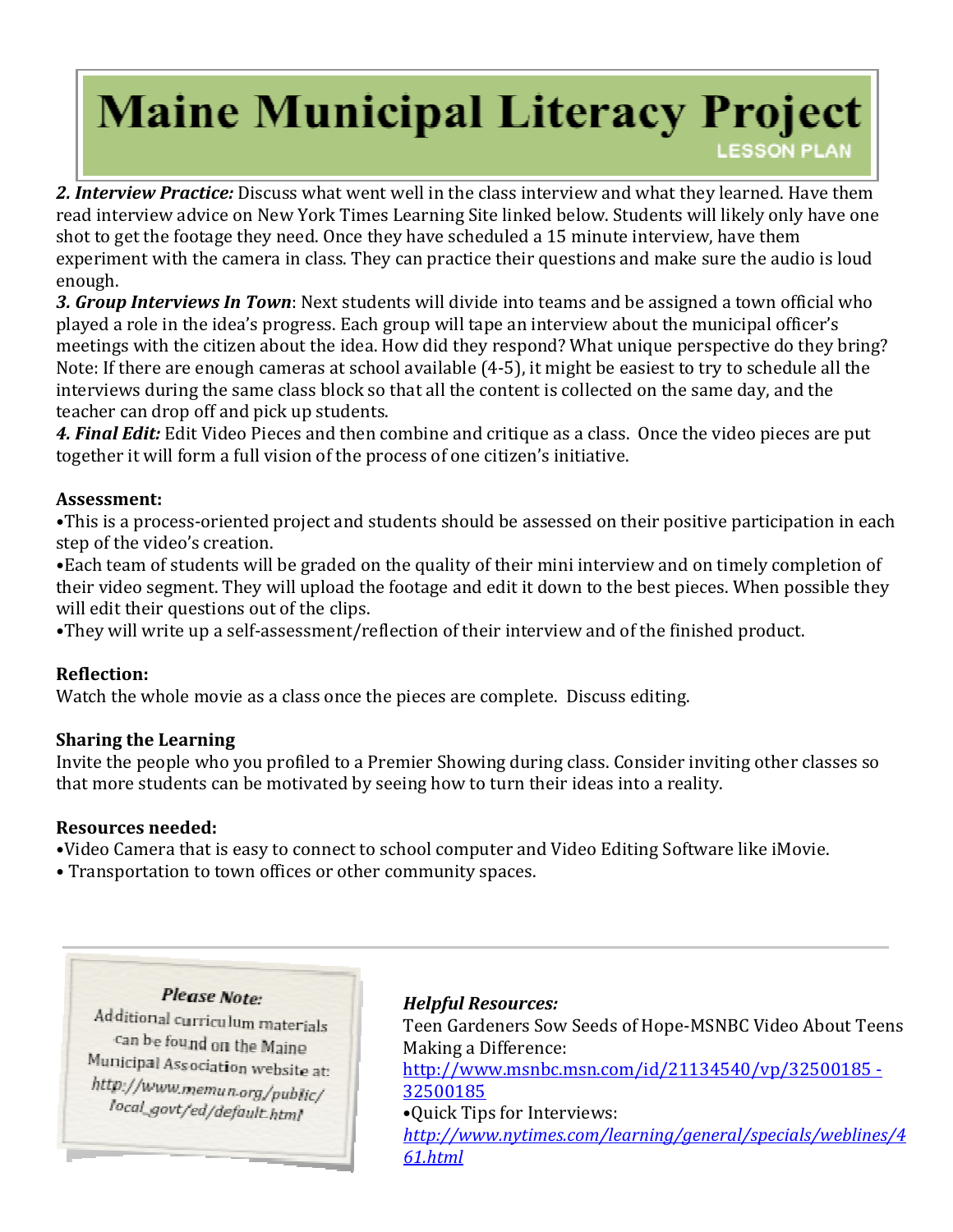# Maine Municipal Literacy Project

LESSON PLAN

***2. Interview Practice:*** Discuss what went well in the class interview and what they learned. Have them read interview advice on New York Times Learning Site linked below. Students will likely only have one shot to get the footage they need. Once they have scheduled a 15 minute interview, have them experiment with the camera in class. They can practice their questions and make sure the audio is loud enough.

***3. Group Interviews In Town***: Next students will divide into teams and be assigned a town official who played a role in the idea's progress. Each group will tape an interview about the municipal officer's meetings with the citizen about the idea. How did they respond? What unique perspective do they bring? Note: If there are enough cameras at school available (4-5), it might be easiest to try to schedule all the interviews during the same class block so that all the content is collected on the same day, and the teacher can drop off and pick up students.

***4. Final Edit:*** Edit Video Pieces and then combine and critique as a class. Once the video pieces are put together it will form a full vision of the process of one citizen's initiative.

**Assessment:**

- This is a process-oriented project and students should be assessed on their positive participation in each step of the video's creation.
- Each team of students will be graded on the quality of their mini interview and on timely completion of their video segment. They will upload the footage and edit it down to the best pieces. When possible they will edit their questions out of the clips.
- They will write up a self-assessment/reflection of their interview and of the finished product.

**Reflection:**

Watch the whole movie as a class once the pieces are complete. Discuss editing.

**Sharing the Learning**

Invite the people who you profiled to a Premier Showing during class. Consider inviting other classes so that more students can be motivated by seeing how to turn their ideas into a reality.

**Resources needed:**

- Video Camera that is easy to connect to school computer and Video Editing Software like iMovie.
- Transportation to town offices or other community spaces.

---

***Please Note:***

Additional curriculum materials can be found on the Maine Municipal Association website at: *http://www.memun.org/public/local_govt/ed/default.html*

***Helpful Resources:***

Teen Gardeners Sow Seeds of Hope-MSNBC Video About Teens Making a Difference:
http://www.msnbc.msn.com/id/21134540/vp/32500185 - 32500185

- Quick Tips for Interviews:
*http://www.nytimes.com/learning/general/specials/weblines/461.html*